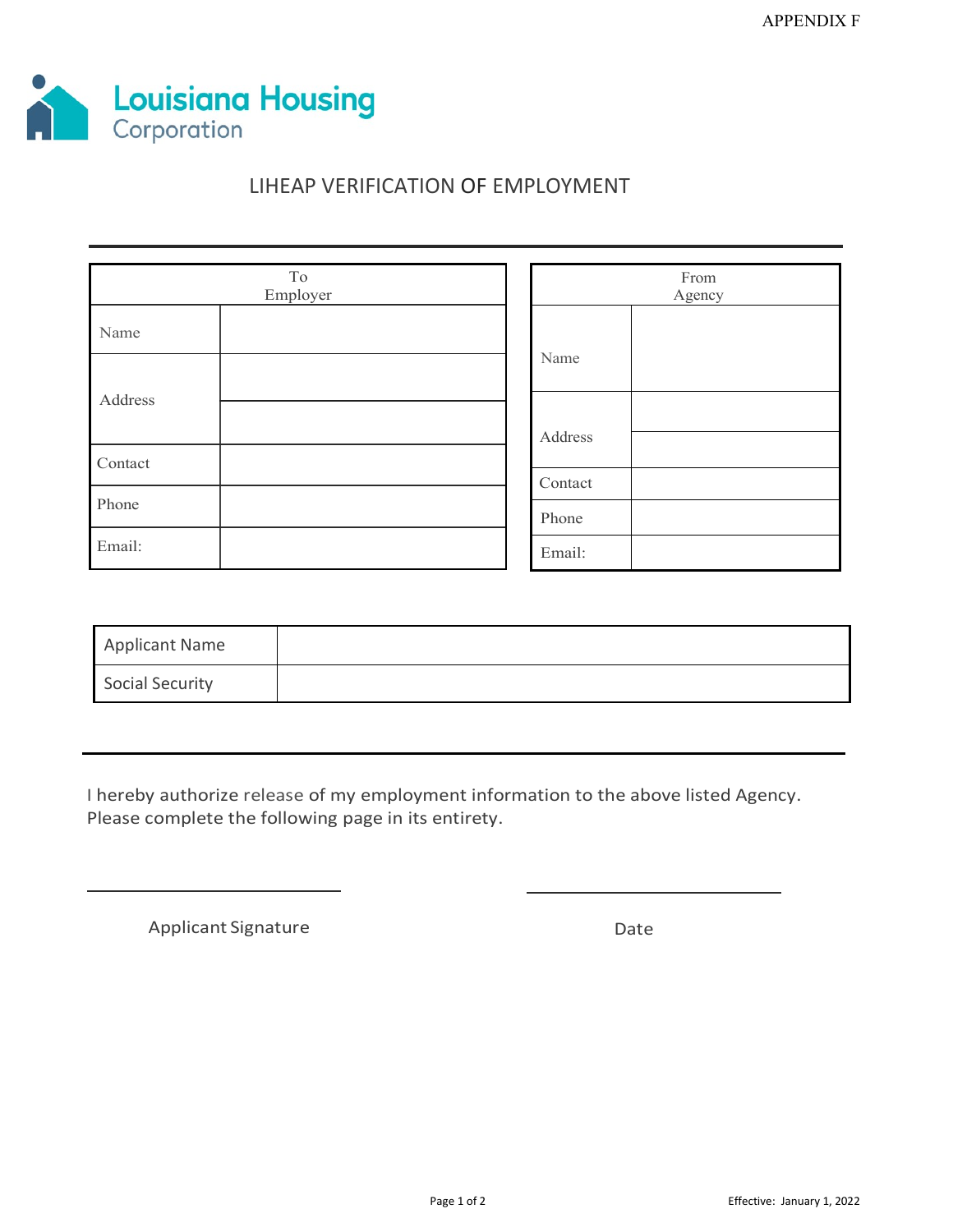APPENDIX F

Louisiana Housing Corporation

# LIHEAP VERIFICATION OF EMPLOYMENT

| To Employer | |
|---|---|
| Name | |
| Address | |
| | |
| Contact | |
| Phone | |
| Email: | |

| From Agency | |
|---|---|
| Name | |
| Address | |
| | |
| Contact | |
| Phone | |
| Email: | |

| Applicant Name | |
|---|---|
| Social Security | |

I hereby authorize release of my employment information to the above listed Agency.
Please complete the following page in its entirety.

______________________________ ______________________________

Applicant Signature Date

Effective: January 1, 2022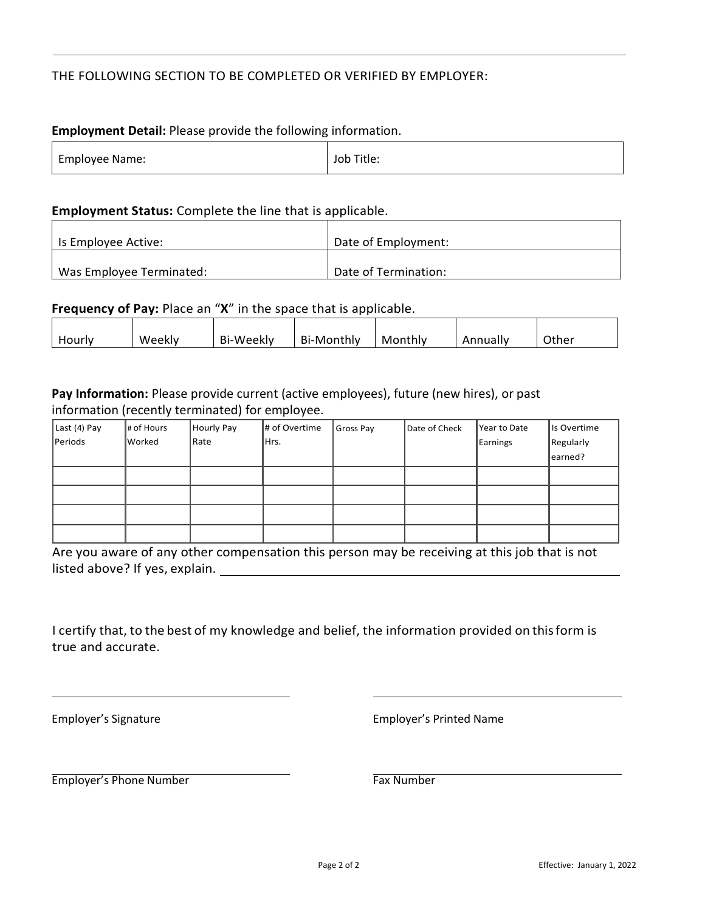THE FOLLOWING SECTION TO BE COMPLETED OR VERIFIED BY EMPLOYER:

**Employment Detail:** Please provide the following information.

| | |
|---|---|
| Employee Name: | Job Title: |

**Employment Status:** Complete the line that is applicable.

| | |
|---|---|
| Is Employee Active: | Date of Employment: |
| Was Employee Terminated: | Date of Termination: |

**Frequency of Pay:** Place an "**X**" in the space that is applicable.

| | | | | | | |
|---|---|---|---|---|---|---|
| Hourly | Weekly | Bi-Weekly | Bi-Monthly | Monthly | Annually | Other |

**Pay Information:** Please provide current (active employees), future (new hires), or past information (recently terminated) for employee.

| Last (4) Pay Periods | # of Hours Worked | Hourly Pay Rate | # of Overtime Hrs. | Gross Pay | Date of Check | Year to Date Earnings | Is Overtime Regularly earned? |
|---|---|---|---|---|---|---|---|
| | | | | | | | |
| | | | | | | | |
| | | | | | | | |
| | | | | | | | |

Are you aware of any other compensation this person may be receiving at this job that is not listed above? If yes, explain. ______________________________________________

I certify that, to the best of my knowledge and belief, the information provided on this form is true and accurate.

______________________________ ______________________________

Employer's Signature Employer's Printed Name

______________________________ ______________________________

Employer's Phone Number Fax Number

Effective: January 1, 2022